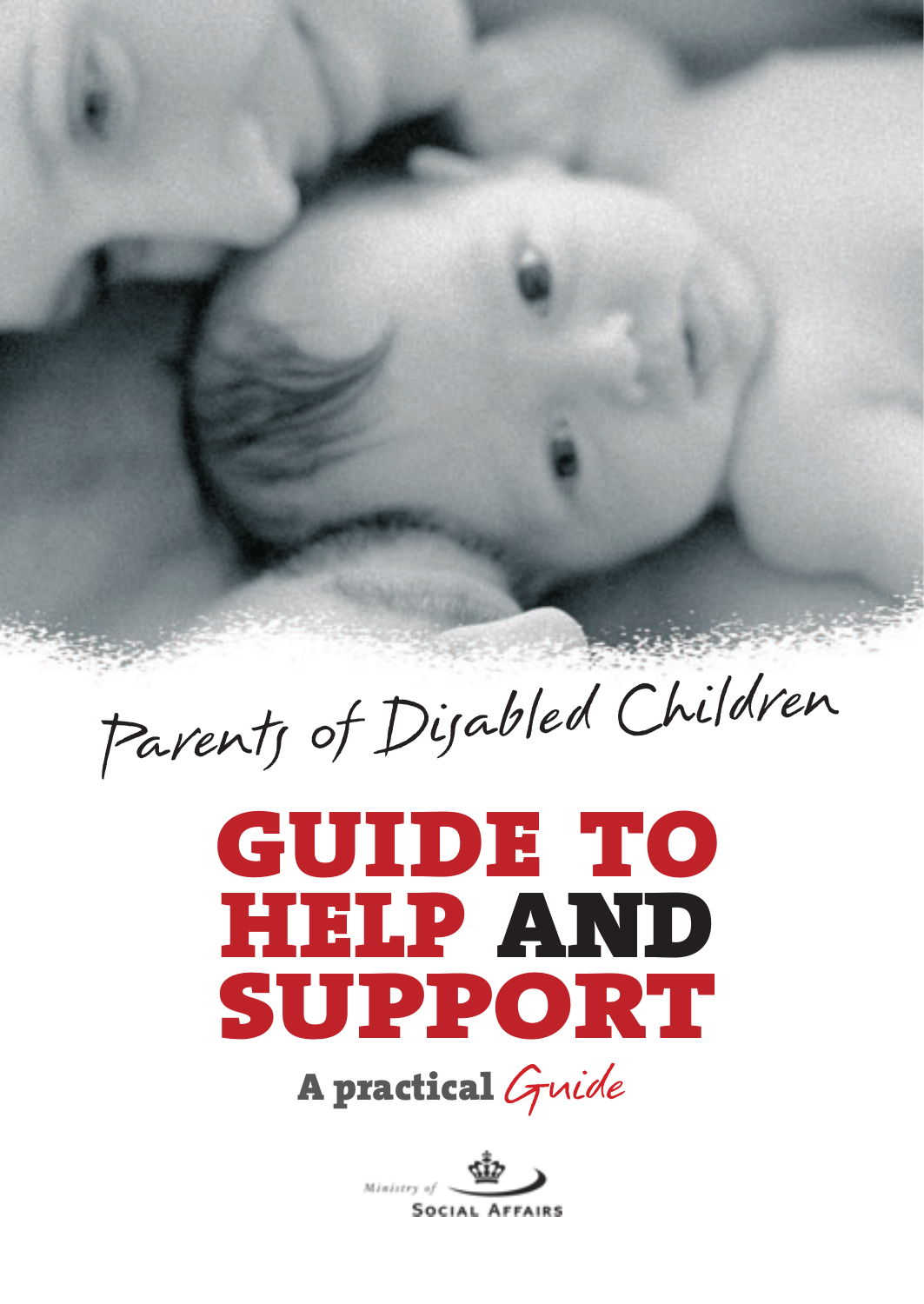*Parents of Disabled Children*

# GUIDE TO HELP AND SUPPORT

**A practical** *Guide*

Ministry of SOCIAL AFFAIRS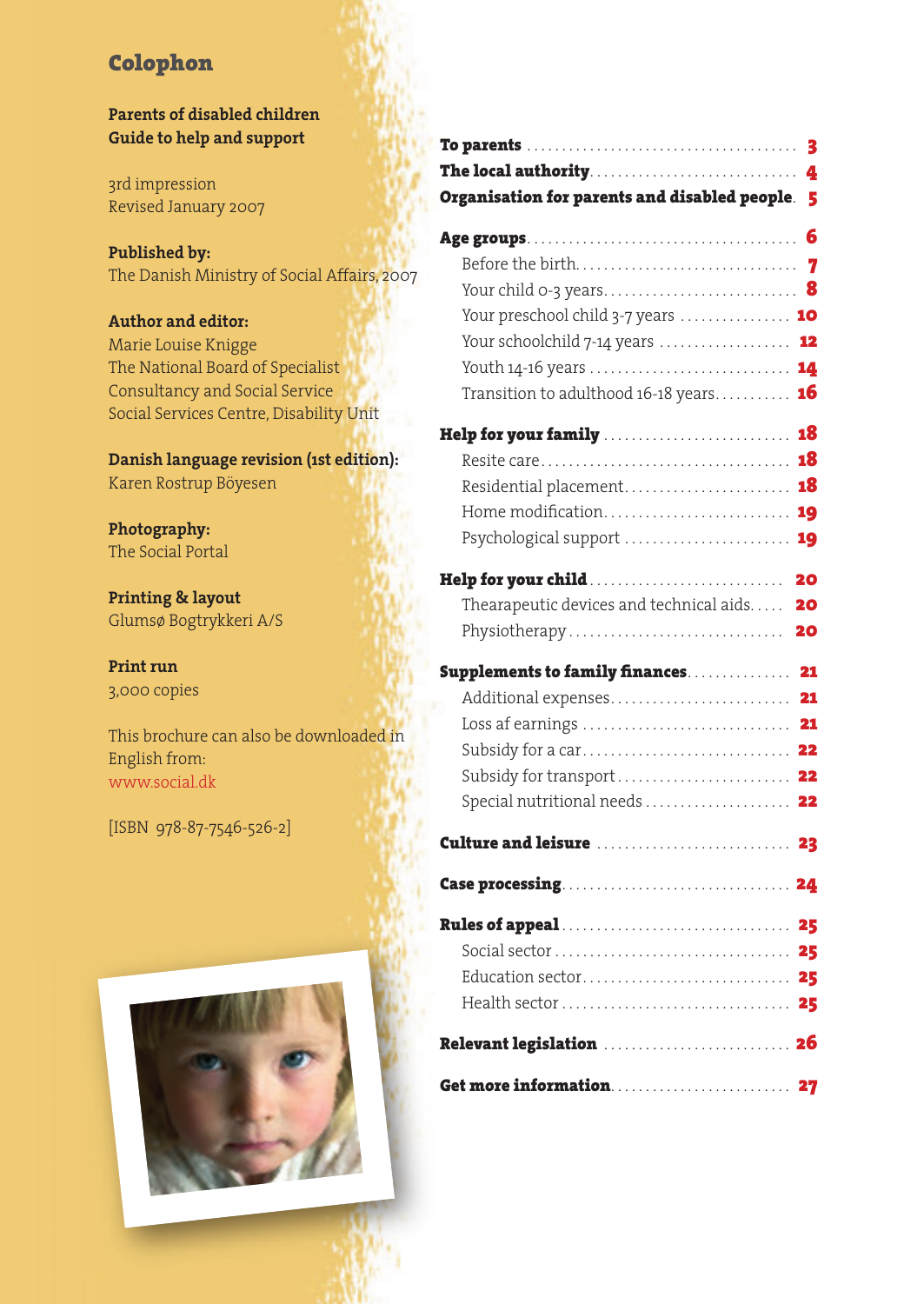## Colophon

**Parents of disabled children**
**Guide to help and support**

3rd impression
Revised January 2007

**Published by:**
The Danish Ministry of Social Affairs, 2007

**Author and editor:**
Marie Louise Knigge
The National Board of Specialist Consultancy and Social Service
Social Services Centre, Disability Unit

**Danish language revision (1st edition):**
Karen Rostrup Böyesen

**Photography:**
The Social Portal

**Printing & layout**
Glumsø Bogtrykkeri A/S

**Print run**
3,000 copies

This brochure can also be downloaded in English from:
www.social.dk

[ISBN 978-87-7546-526-2]

**To parents** .......... 3
**The local authority** .......... 4
**Organisation for parents and disabled people** .......... 5

**Age groups** .......... 6
- Before the birth .......... 7
- Your child 0-3 years .......... 8
- Your preschool child 3-7 years .......... 10
- Your schoolchild 7-14 years .......... 12
- Youth 14-16 years .......... 14
- Transition to adulthood 16-18 years .......... 16

**Help for your family** .......... 18
- Resite care .......... 18
- Residential placement .......... 18
- Home modification .......... 19
- Psychological support .......... 19

**Help for your child** .......... 20
- Thearapeutic devices and technical aids .......... 20
- Physiotherapy .......... 20

**Supplements to family finances** .......... 21
- Additional expenses .......... 21
- Loss af earnings .......... 21
- Subsidy for a car .......... 22
- Subsidy for transport .......... 22
- Special nutritional needs .......... 22

**Culture and leisure** .......... 23

**Case processing** .......... 24

**Rules of appeal** .......... 25
- Social sector .......... 25
- Education sector .......... 25
- Health sector .......... 25

**Relevant legislation** .......... 26

**Get more information** .......... 27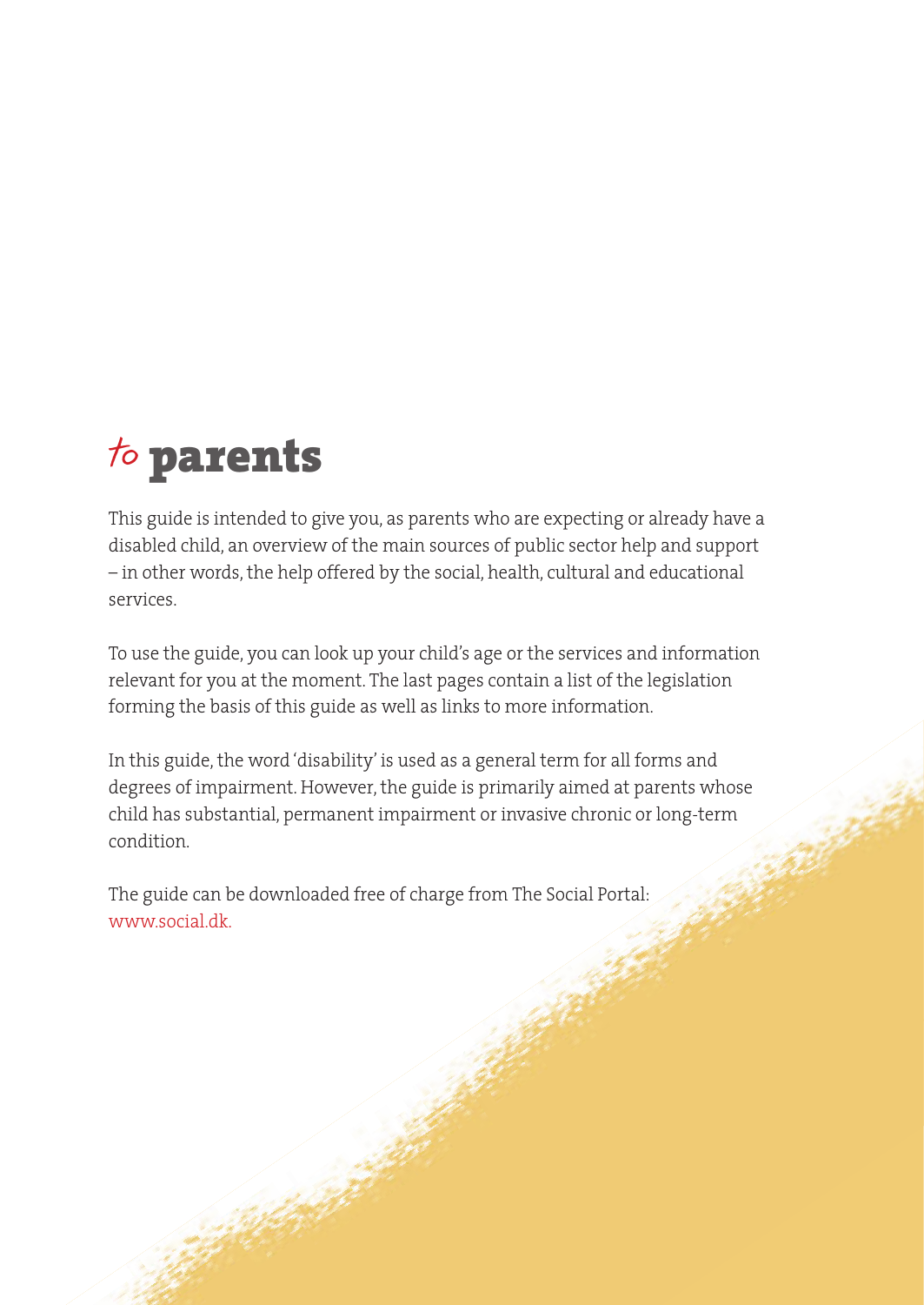# *to* parents

This guide is intended to give you, as parents who are expecting or already have a disabled child, an overview of the main sources of public sector help and support – in other words, the help offered by the social, health, cultural and educational services.

To use the guide, you can look up your child's age or the services and information relevant for you at the moment. The last pages contain a list of the legislation forming the basis of this guide as well as links to more information.

In this guide, the word 'disability' is used as a general term for all forms and degrees of impairment. However, the guide is primarily aimed at parents whose child has substantial, permanent impairment or invasive chronic or long-term condition.

The guide can be downloaded free of charge from The Social Portal: www.social.dk.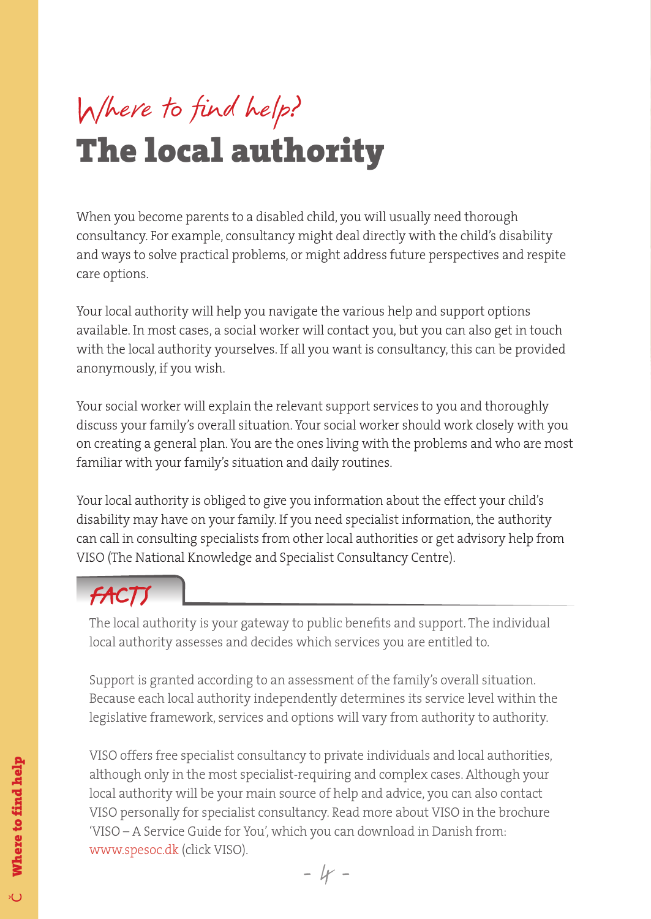*Where to find help?*

# The local authority

When you become parents to a disabled child, you will usually need thorough consultancy. For example, consultancy might deal directly with the child's disability and ways to solve practical problems, or might address future perspectives and respite care options.

Your local authority will help you navigate the various help and support options available. In most cases, a social worker will contact you, but you can also get in touch with the local authority yourselves. If all you want is consultancy, this can be provided anonymously, if you wish.

Your social worker will explain the relevant support services to you and thoroughly discuss your family's overall situation. Your social worker should work closely with you on creating a general plan. You are the ones living with the problems and who are most familiar with your family's situation and daily routines.

Your local authority is obliged to give you information about the effect your child's disability may have on your family. If you need specialist information, the authority can call in consulting specialists from other local authorities or get advisory help from VISO (The National Knowledge and Specialist Consultancy Centre).

## FACTS

The local authority is your gateway to public benefits and support. The individual local authority assesses and decides which services you are entitled to.

Support is granted according to an assessment of the family's overall situation. Because each local authority independently determines its service level within the legislative framework, services and options will vary from authority to authority.

VISO offers free specialist consultancy to private individuals and local authorities, although only in the most specialist-requiring and complex cases. Although your local authority will be your main source of help and advice, you can also contact VISO personally for specialist consultancy. Read more about VISO in the brochure 'VISO – A Service Guide for You', which you can download in Danish from: www.spesoc.dk (click VISO).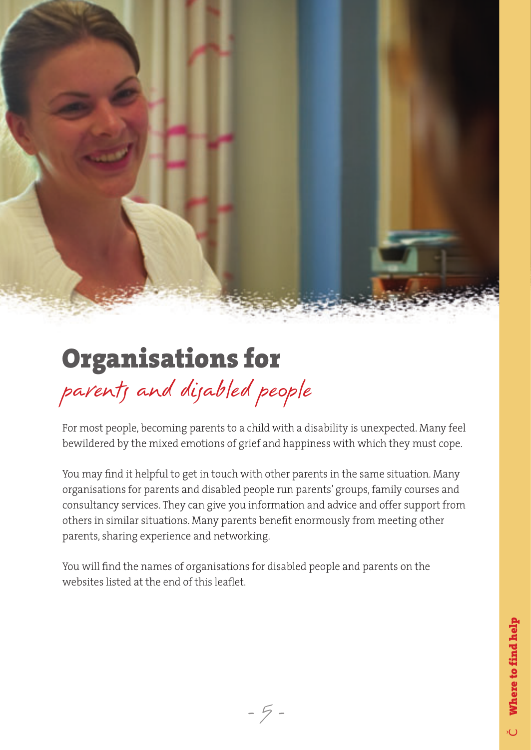# Organisations for *parents and disabled people*

For most people, becoming parents to a child with a disability is unexpected. Many feel bewildered by the mixed emotions of grief and happiness with which they must cope.

You may find it helpful to get in touch with other parents in the same situation. Many organisations for parents and disabled people run parents' groups, family courses and consultancy services. They can give you information and advice and offer support from others in similar situations. Many parents benefit enormously from meeting other parents, sharing experience and networking.

You will find the names of organisations for disabled people and parents on the websites listed at the end of this leaflet.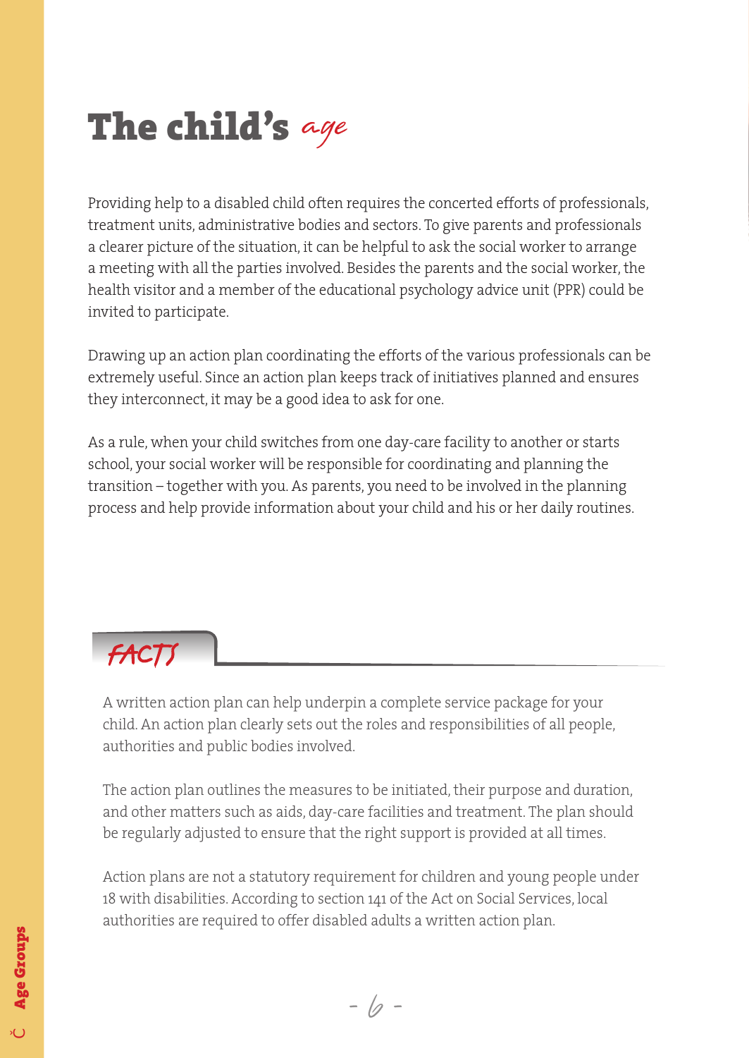# The child's *age*

Providing help to a disabled child often requires the concerted efforts of professionals, treatment units, administrative bodies and sectors. To give parents and professionals a clearer picture of the situation, it can be helpful to ask the social worker to arrange a meeting with all the parties involved. Besides the parents and the social worker, the health visitor and a member of the educational psychology advice unit (PPR) could be invited to participate.

Drawing up an action plan coordinating the efforts of the various professionals can be extremely useful. Since an action plan keeps track of initiatives planned and ensures they interconnect, it may be a good idea to ask for one.

As a rule, when your child switches from one day-care facility to another or starts school, your social worker will be responsible for coordinating and planning the transition – together with you. As parents, you need to be involved in the planning process and help provide information about your child and his or her daily routines.

## FACTS

A written action plan can help underpin a complete service package for your child. An action plan clearly sets out the roles and responsibilities of all people, authorities and public bodies involved.

The action plan outlines the measures to be initiated, their purpose and duration, and other matters such as aids, day-care facilities and treatment. The plan should be regularly adjusted to ensure that the right support is provided at all times.

Action plans are not a statutory requirement for children and young people under 18 with disabilities. According to section 141 of the Act on Social Services, local authorities are required to offer disabled adults a written action plan.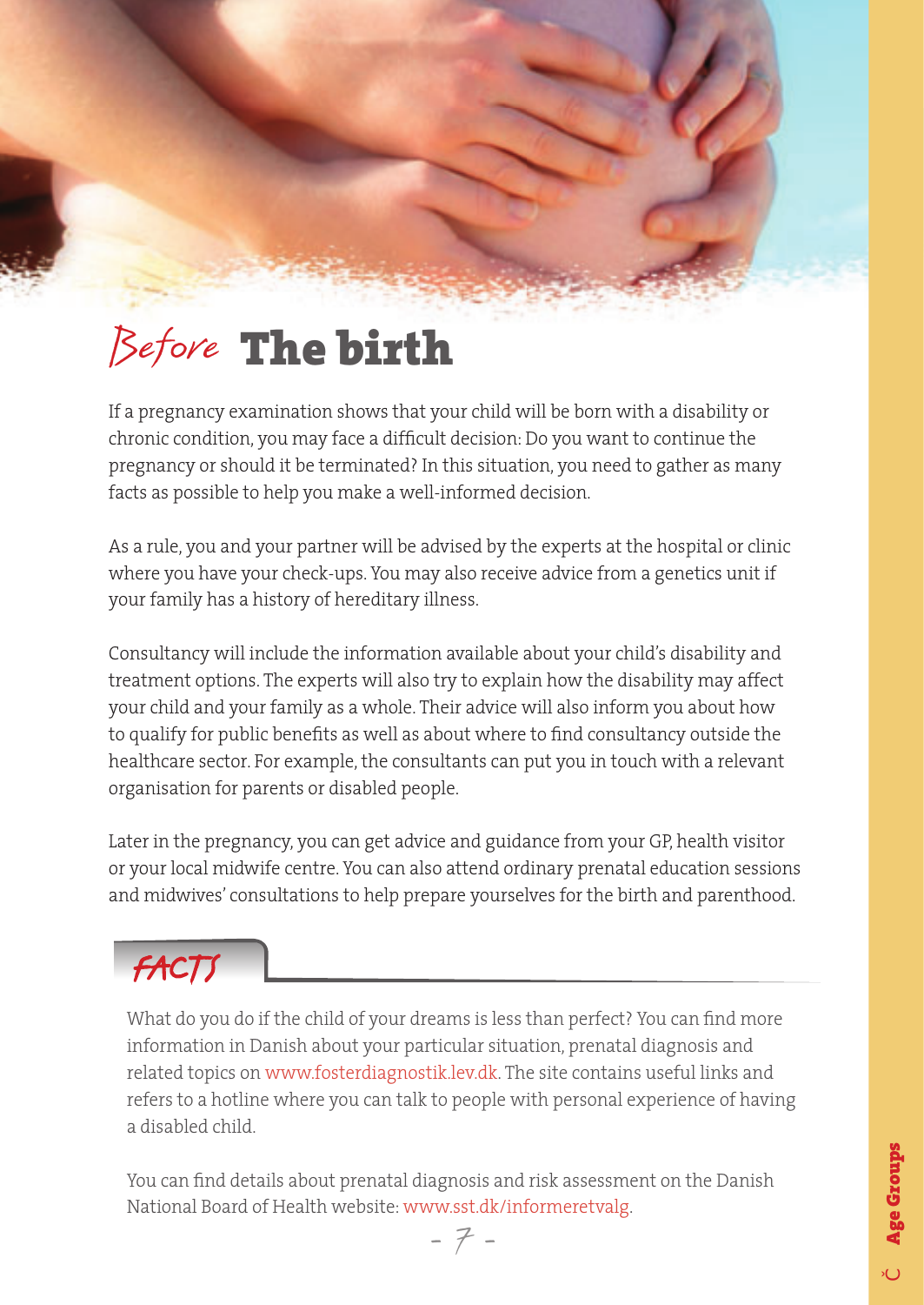# *Before* The birth

If a pregnancy examination shows that your child will be born with a disability or chronic condition, you may face a difficult decision: Do you want to continue the pregnancy or should it be terminated? In this situation, you need to gather as many facts as possible to help you make a well-informed decision.

As a rule, you and your partner will be advised by the experts at the hospital or clinic where you have your check-ups. You may also receive advice from a genetics unit if your family has a history of hereditary illness.

Consultancy will include the information available about your child's disability and treatment options. The experts will also try to explain how the disability may affect your child and your family as a whole. Their advice will also inform you about how to qualify for public benefits as well as about where to find consultancy outside the healthcare sector. For example, the consultants can put you in touch with a relevant organisation for parents or disabled people.

Later in the pregnancy, you can get advice and guidance from your GP, health visitor or your local midwife centre. You can also attend ordinary prenatal education sessions and midwives' consultations to help prepare yourselves for the birth and parenthood.

## FACTS

What do you do if the child of your dreams is less than perfect? You can find more information in Danish about your particular situation, prenatal diagnosis and related topics on www.fosterdiagnostik.lev.dk. The site contains useful links and refers to a hotline where you can talk to people with personal experience of having a disabled child.

You can find details about prenatal diagnosis and risk assessment on the Danish National Board of Health website: www.sst.dk/informeretvalg.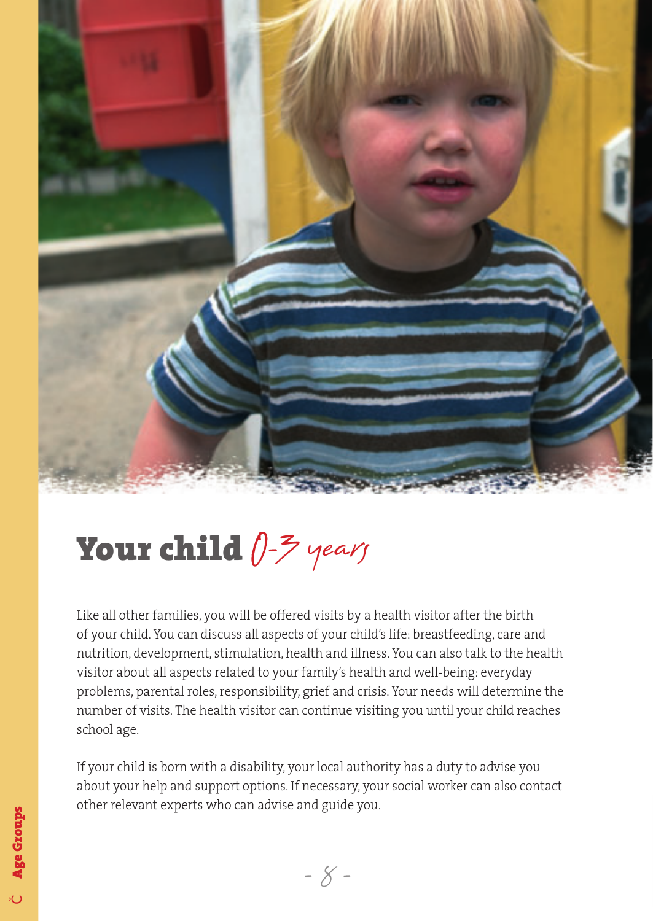# Your child 0-3 years

Like all other families, you will be offered visits by a health visitor after the birth of your child. You can discuss all aspects of your child's life: breastfeeding, care and nutrition, development, stimulation, health and illness. You can also talk to the health visitor about all aspects related to your family's health and well-being: everyday problems, parental roles, responsibility, grief and crisis. Your needs will determine the number of visits. The health visitor can continue visiting you until your child reaches school age.

If your child is born with a disability, your local authority has a duty to advise you about your help and support options. If necessary, your social worker can also contact other relevant experts who can advise and guide you.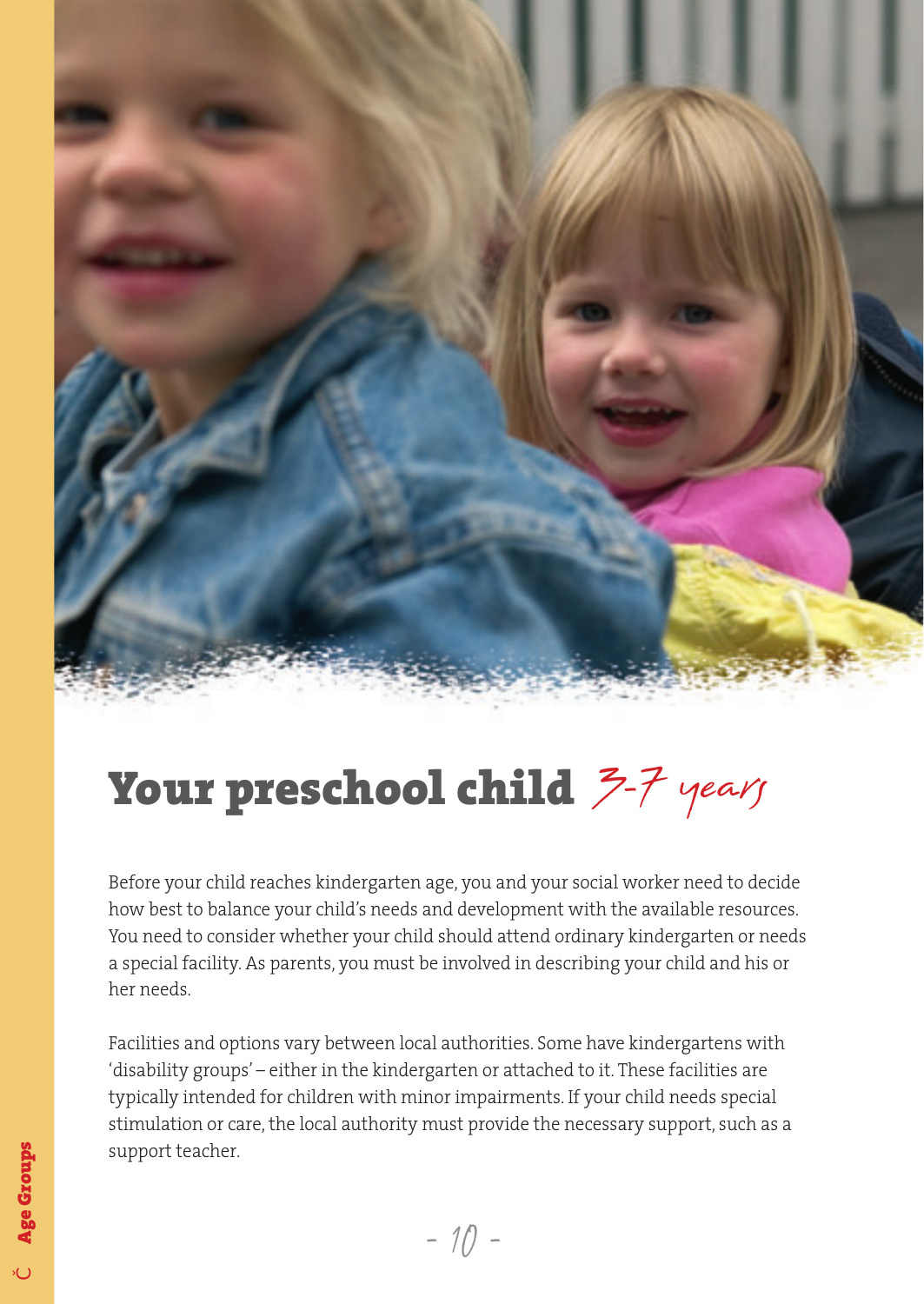# Your preschool child *3-7 years*

Before your child reaches kindergarten age, you and your social worker need to decide how best to balance your child's needs and development with the available resources. You need to consider whether your child should attend ordinary kindergarten or needs a special facility. As parents, you must be involved in describing your child and his or her needs.

Facilities and options vary between local authorities. Some have kindergartens with 'disability groups' – either in the kindergarten or attached to it. These facilities are typically intended for children with minor impairments. If your child needs special stimulation or care, the local authority must provide the necessary support, such as a support teacher.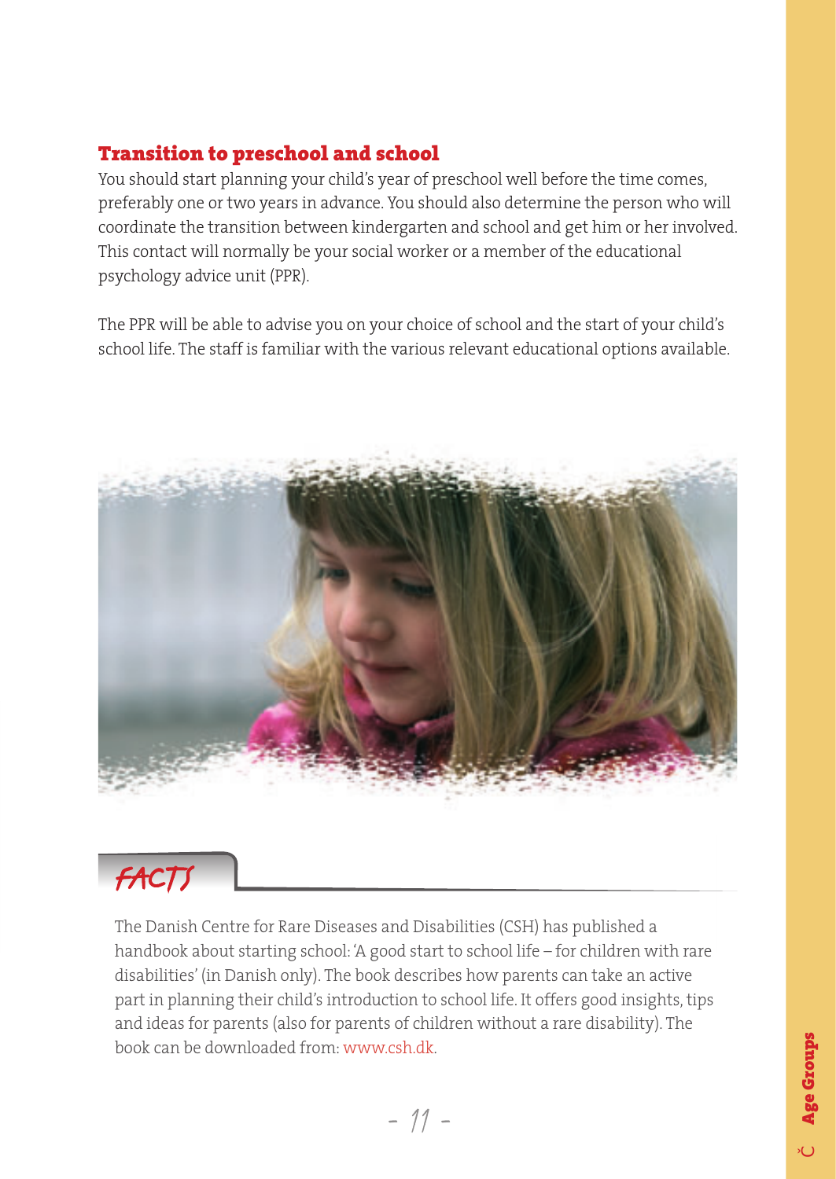## Transition to preschool and school

You should start planning your child's year of preschool well before the time comes, preferably one or two years in advance. You should also determine the person who will coordinate the transition between kindergarten and school and get him or her involved. This contact will normally be your social worker or a member of the educational psychology advice unit (PPR).

The PPR will be able to advise you on your choice of school and the start of your child's school life. The staff is familiar with the various relevant educational options available.

### FACTS

The Danish Centre for Rare Diseases and Disabilities (CSH) has published a handbook about starting school: 'A good start to school life – for children with rare disabilities' (in Danish only). The book describes how parents can take an active part in planning their child's introduction to school life. It offers good insights, tips and ideas for parents (also for parents of children without a rare disability). The book can be downloaded from: www.csh.dk.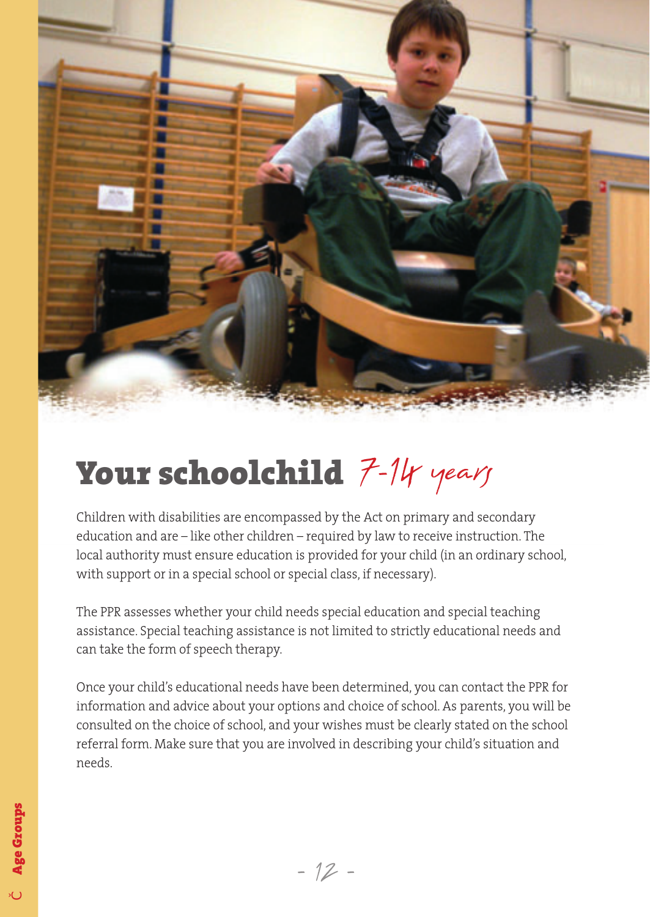# Your schoolchild *7-14 years*

Children with disabilities are encompassed by the Act on primary and secondary education and are – like other children – required by law to receive instruction. The local authority must ensure education is provided for your child (in an ordinary school, with support or in a special school or special class, if necessary).

The PPR assesses whether your child needs special education and special teaching assistance. Special teaching assistance is not limited to strictly educational needs and can take the form of speech therapy.

Once your child's educational needs have been determined, you can contact the PPR for information and advice about your options and choice of school. As parents, you will be consulted on the choice of school, and your wishes must be clearly stated on the school referral form. Make sure that you are involved in describing your child's situation and needs.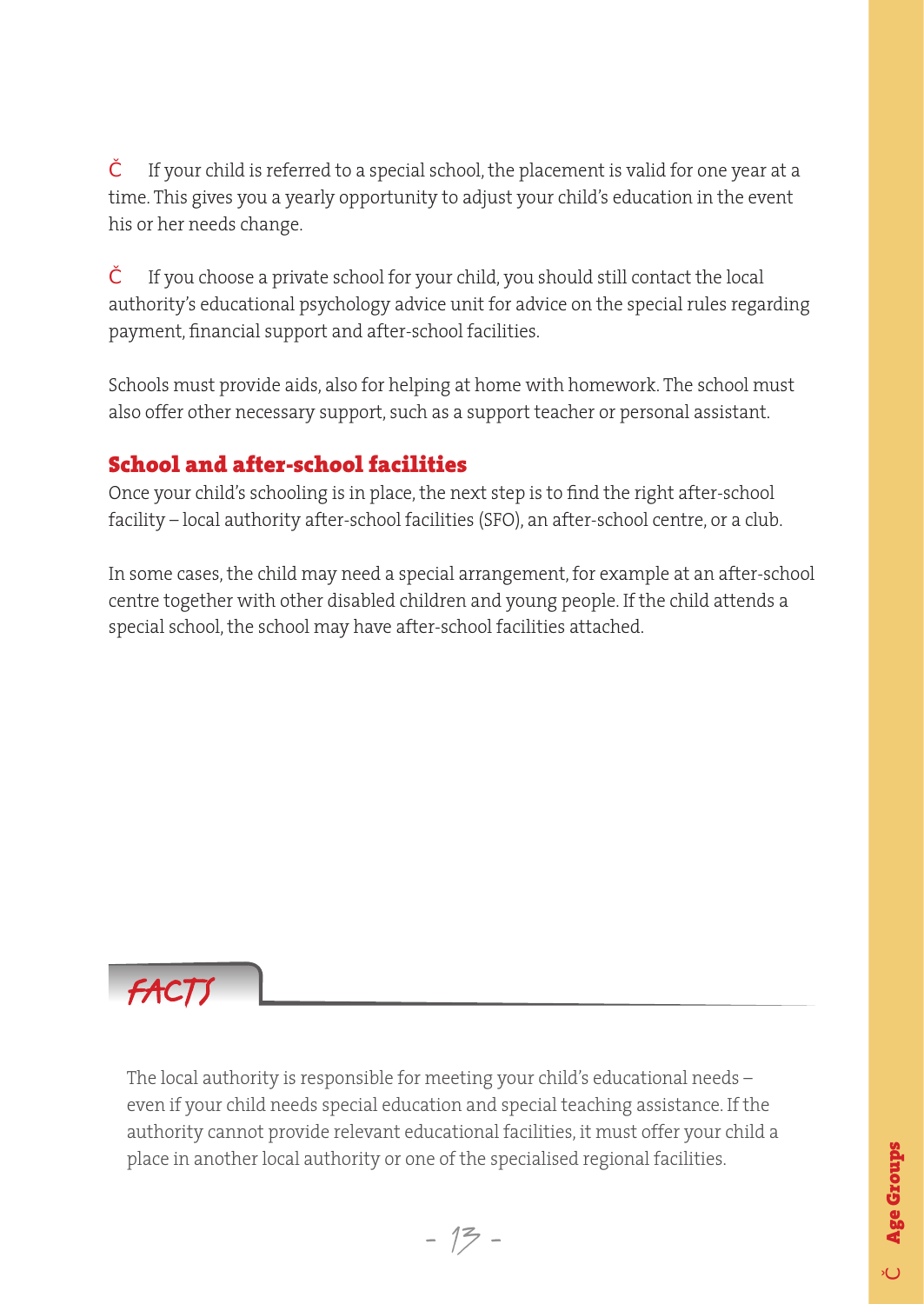- If your child is referred to a special school, the placement is valid for one year at a time. This gives you a yearly opportunity to adjust your child's education in the event his or her needs change.

- If you choose a private school for your child, you should still contact the local authority's educational psychology advice unit for advice on the special rules regarding payment, financial support and after-school facilities.

Schools must provide aids, also for helping at home with homework. The school must also offer other necessary support, such as a support teacher or personal assistant.

## School and after-school facilities

Once your child's schooling is in place, the next step is to find the right after-school facility – local authority after-school facilities (SFO), an after-school centre, or a club.

In some cases, the child may need a special arrangement, for example at an after-school centre together with other disabled children and young people. If the child attends a special school, the school may have after-school facilities attached.

### FACTS

The local authority is responsible for meeting your child's educational needs – even if your child needs special education and special teaching assistance. If the authority cannot provide relevant educational facilities, it must offer your child a place in another local authority or one of the specialised regional facilities.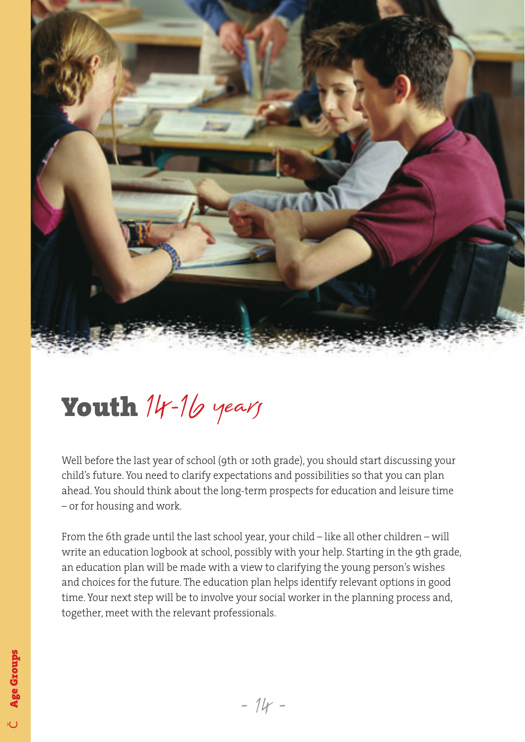# Youth 14-16 years

Well before the last year of school (9th or 10th grade), you should start discussing your child's future. You need to clarify expectations and possibilities so that you can plan ahead. You should think about the long-term prospects for education and leisure time – or for housing and work.

From the 6th grade until the last school year, your child – like all other children – will write an education logbook at school, possibly with your help. Starting in the 9th grade, an education plan will be made with a view to clarifying the young person's wishes and choices for the future. The education plan helps identify relevant options in good time. Your next step will be to involve your social worker in the planning process and, together, meet with the relevant professionals.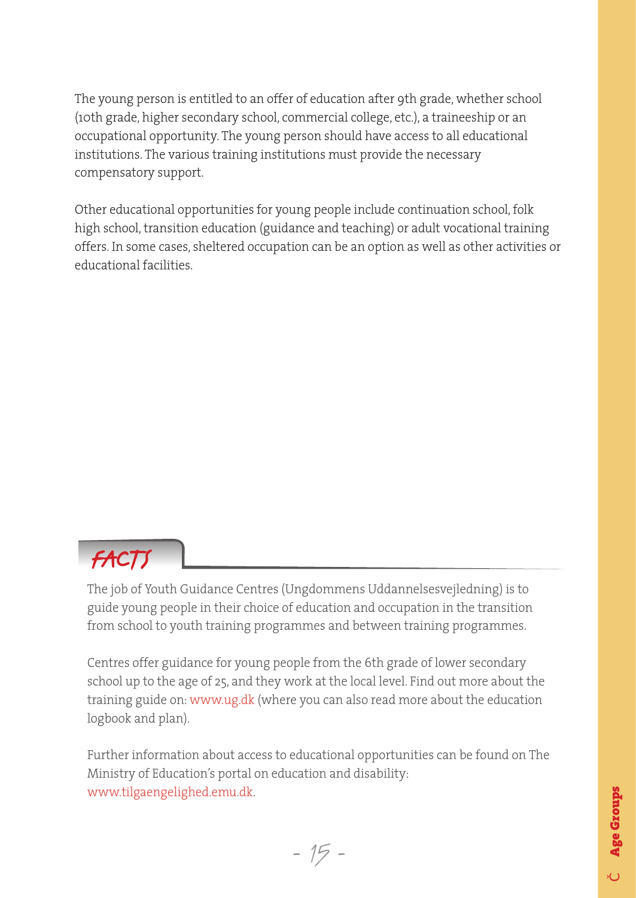The young person is entitled to an offer of education after 9th grade, whether school (10th grade, higher secondary school, commercial college, etc.), a traineeship or an occupational opportunity. The young person should have access to all educational institutions. The various training institutions must provide the necessary compensatory support.

Other educational opportunities for young people include continuation school, folk high school, transition education (guidance and teaching) or adult vocational training offers. In some cases, sheltered occupation can be an option as well as other activities or educational facilities.

## FACTS

The job of Youth Guidance Centres (Ungdommens Uddannelsesvejledning) is to guide young people in their choice of education and occupation in the transition from school to youth training programmes and between training programmes.

Centres offer guidance for young people from the 6th grade of lower secondary school up to the age of 25, and they work at the local level. Find out more about the training guide on: www.ug.dk (where you can also read more about the education logbook and plan).

Further information about access to educational opportunities can be found on The Ministry of Education's portal on education and disability: www.tilgaengelighed.emu.dk.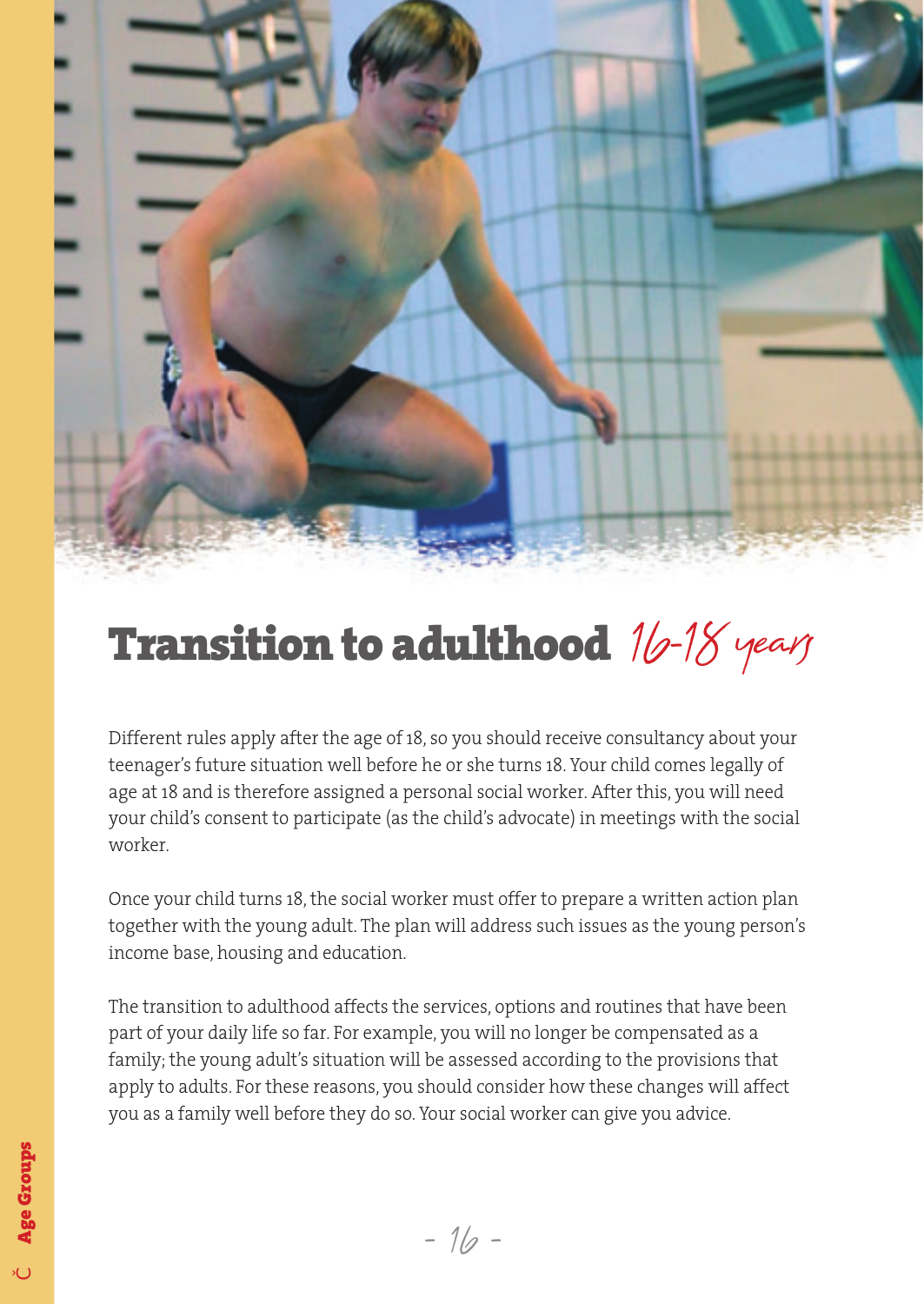# Transition to adulthood *16-18 years*

Different rules apply after the age of 18, so you should receive consultancy about your teenager's future situation well before he or she turns 18. Your child comes legally of age at 18 and is therefore assigned a personal social worker. After this, you will need your child's consent to participate (as the child's advocate) in meetings with the social worker.

Once your child turns 18, the social worker must offer to prepare a written action plan together with the young adult. The plan will address such issues as the young person's income base, housing and education.

The transition to adulthood affects the services, options and routines that have been part of your daily life so far. For example, you will no longer be compensated as a family; the young adult's situation will be assessed according to the provisions that apply to adults. For these reasons, you should consider how these changes will affect you as a family well before they do so. Your social worker can give you advice.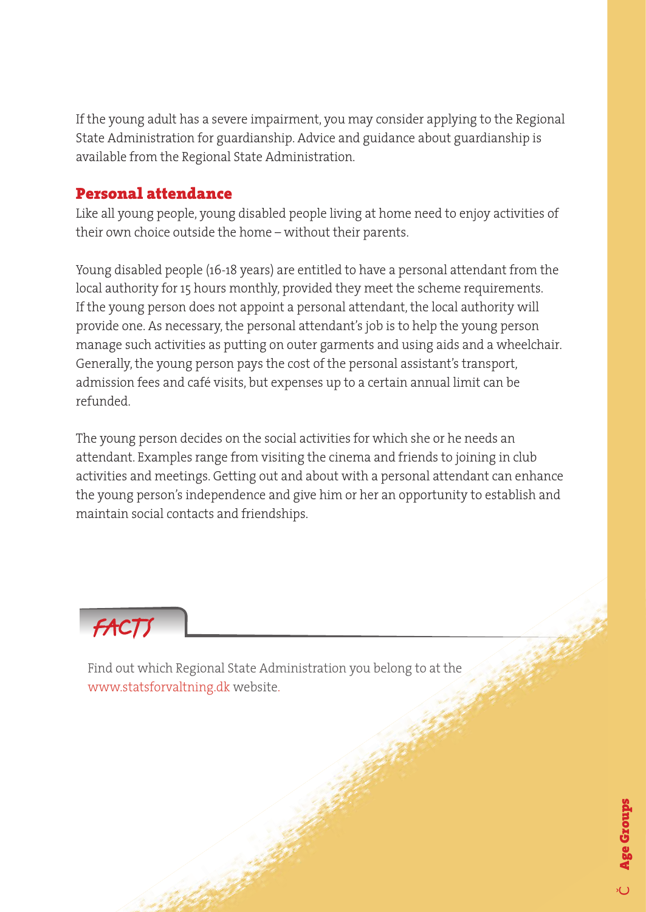If the young adult has a severe impairment, you may consider applying to the Regional State Administration for guardianship. Advice and guidance about guardianship is available from the Regional State Administration.

## Personal attendance

Like all young people, young disabled people living at home need to enjoy activities of their own choice outside the home – without their parents.

Young disabled people (16-18 years) are entitled to have a personal attendant from the local authority for 15 hours monthly, provided they meet the scheme requirements. If the young person does not appoint a personal attendant, the local authority will provide one. As necessary, the personal attendant's job is to help the young person manage such activities as putting on outer garments and using aids and a wheelchair. Generally, the young person pays the cost of the personal assistant's transport, admission fees and café visits, but expenses up to a certain annual limit can be refunded.

The young person decides on the social activities for which she or he needs an attendant. Examples range from visiting the cinema and friends to joining in club activities and meetings. Getting out and about with a personal attendant can enhance the young person's independence and give him or her an opportunity to establish and maintain social contacts and friendships.

### FACTS

Find out which Regional State Administration you belong to at the www.statsforvaltning.dk website.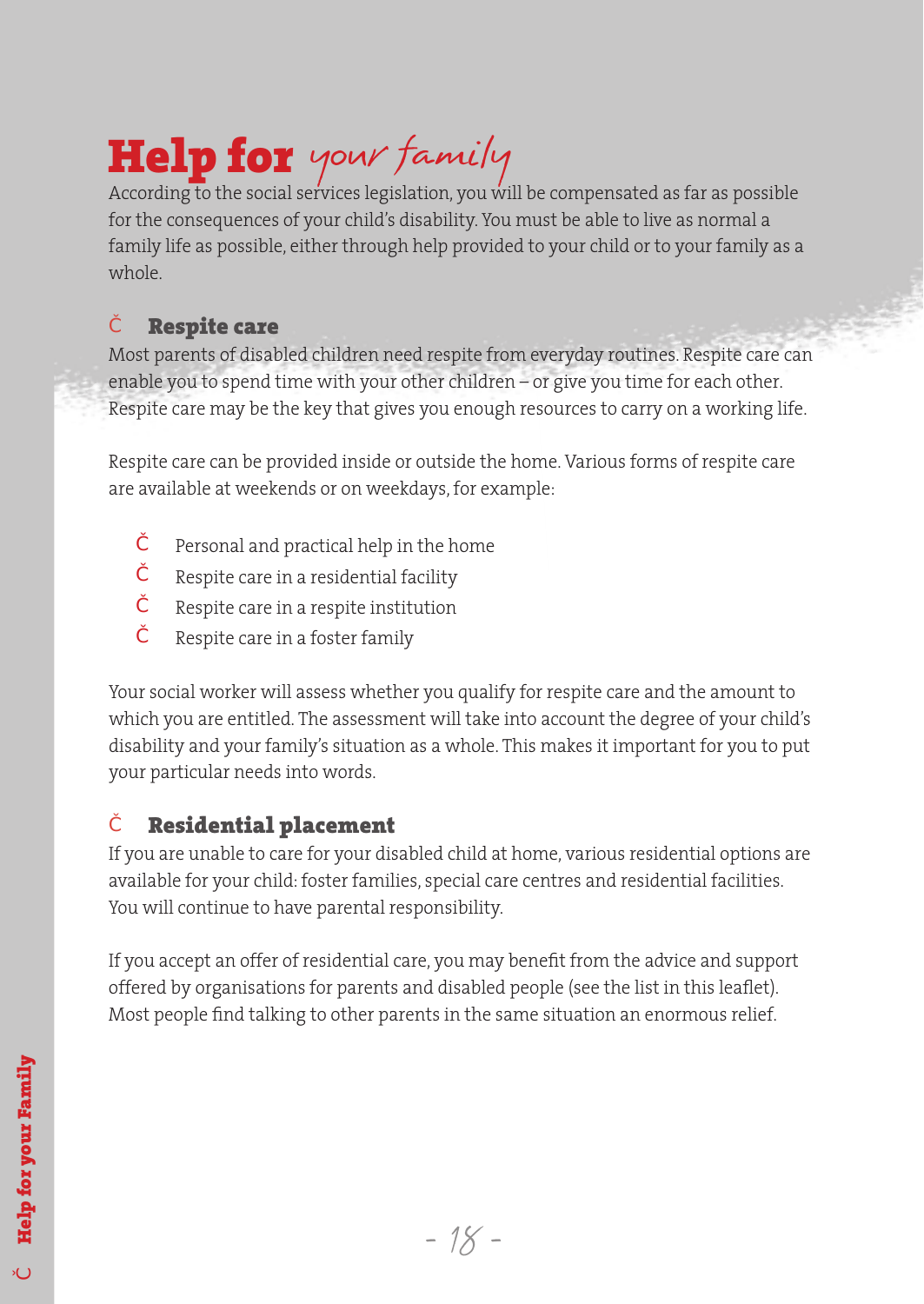# Help for *your family*

According to the social services legislation, you will be compensated as far as possible for the consequences of your child's disability. You must be able to live as normal a family life as possible, either through help provided to your child or to your family as a whole.

## Respite care

Most parents of disabled children need respite from everyday routines. Respite care can enable you to spend time with your other children – or give you time for each other. Respite care may be the key that gives you enough resources to carry on a working life.

Respite care can be provided inside or outside the home. Various forms of respite care are available at weekends or on weekdays, for example:

- Personal and practical help in the home
- Respite care in a residential facility
- Respite care in a respite institution
- Respite care in a foster family

Your social worker will assess whether you qualify for respite care and the amount to which you are entitled. The assessment will take into account the degree of your child's disability and your family's situation as a whole. This makes it important for you to put your particular needs into words.

## Residential placement

If you are unable to care for your disabled child at home, various residential options are available for your child: foster families, special care centres and residential facilities. You will continue to have parental responsibility.

If you accept an offer of residential care, you may benefit from the advice and support offered by organisations for parents and disabled people (see the list in this leaflet). Most people find talking to other parents in the same situation an enormous relief.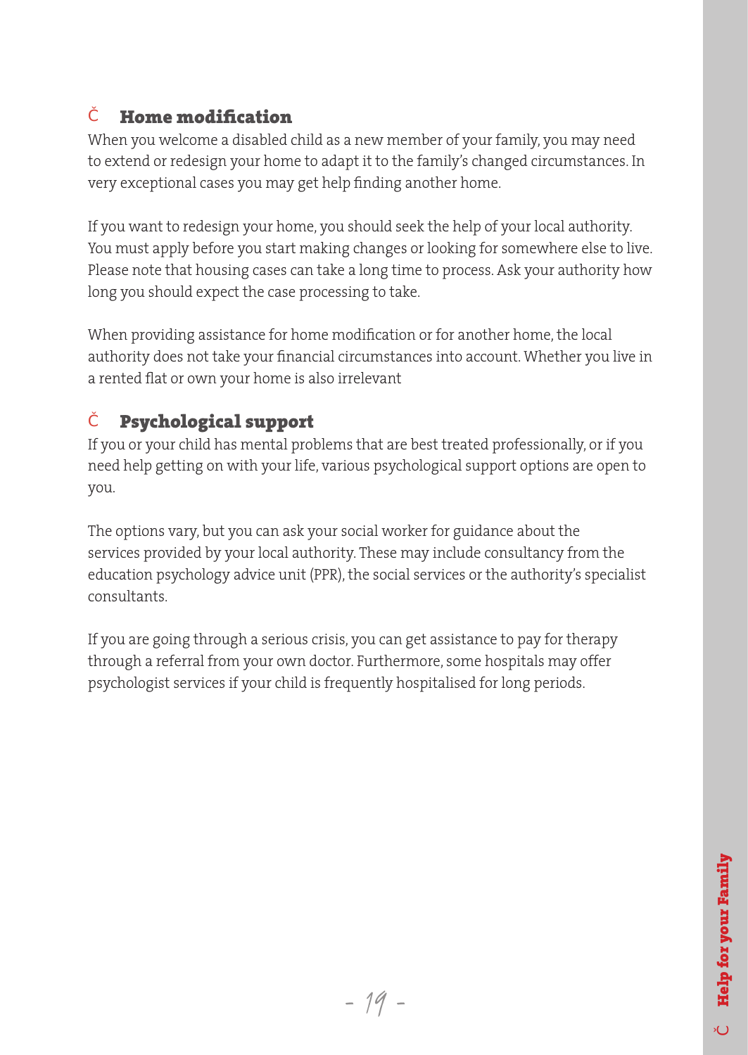## Č Home modification

When you welcome a disabled child as a new member of your family, you may need to extend or redesign your home to adapt it to the family's changed circumstances. In very exceptional cases you may get help finding another home.

If you want to redesign your home, you should seek the help of your local authority. You must apply before you start making changes or looking for somewhere else to live. Please note that housing cases can take a long time to process. Ask your authority how long you should expect the case processing to take.

When providing assistance for home modification or for another home, the local authority does not take your financial circumstances into account. Whether you live in a rented flat or own your home is also irrelevant

## Č Psychological support

If you or your child has mental problems that are best treated professionally, or if you need help getting on with your life, various psychological support options are open to you.

The options vary, but you can ask your social worker for guidance about the services provided by your local authority. These may include consultancy from the education psychology advice unit (PPR), the social services or the authority's specialist consultants.

If you are going through a serious crisis, you can get assistance to pay for therapy through a referral from your own doctor. Furthermore, some hospitals may offer psychologist services if your child is frequently hospitalised for long periods.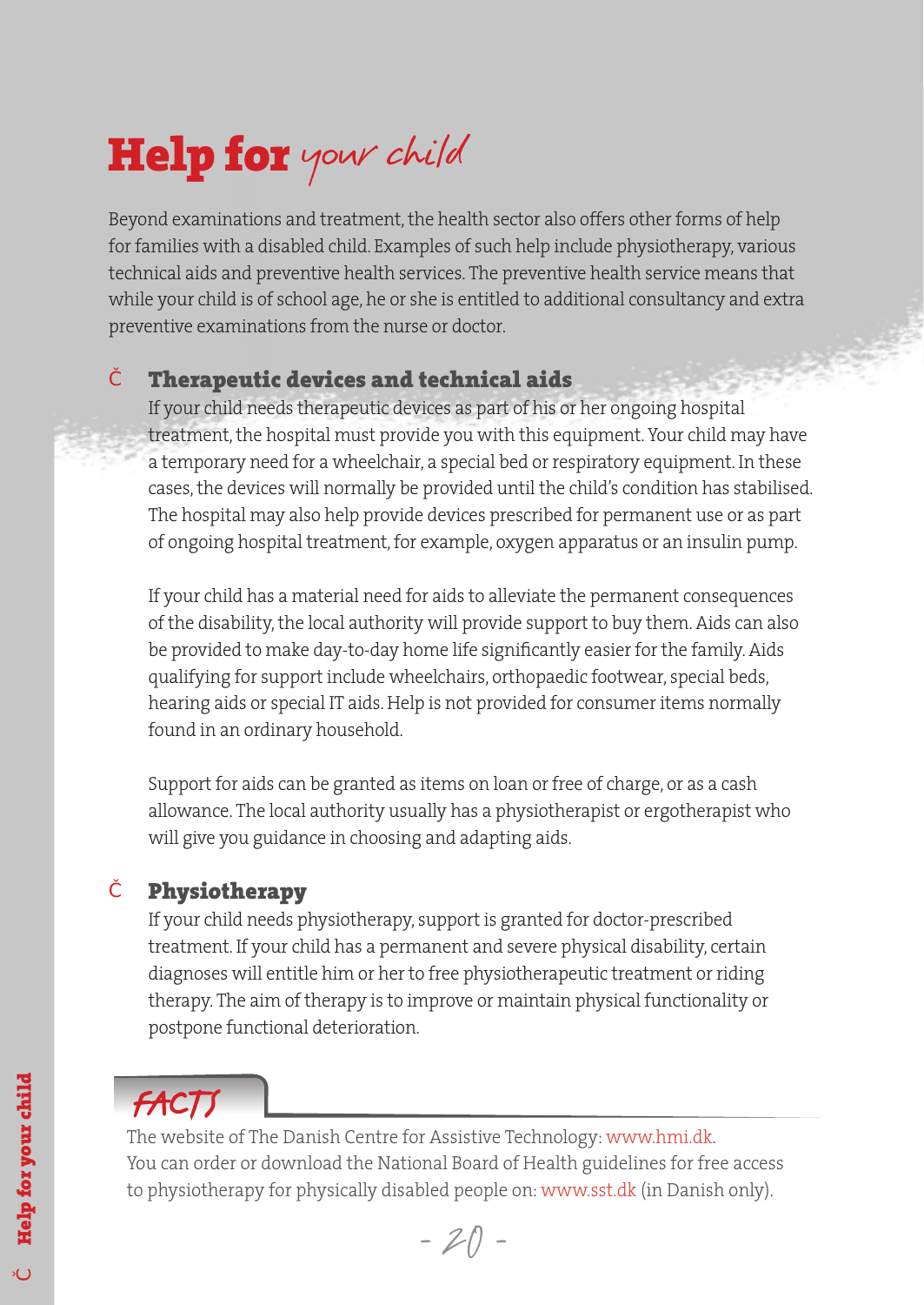# Help for *your child*

Beyond examinations and treatment, the health sector also offers other forms of help for families with a disabled child. Examples of such help include physiotherapy, various technical aids and preventive health services. The preventive health service means that while your child is of school age, he or she is entitled to additional consultancy and extra preventive examinations from the nurse or doctor.

## Therapeutic devices and technical aids

If your child needs therapeutic devices as part of his or her ongoing hospital treatment, the hospital must provide you with this equipment. Your child may have a temporary need for a wheelchair, a special bed or respiratory equipment. In these cases, the devices will normally be provided until the child's condition has stabilised. The hospital may also help provide devices prescribed for permanent use or as part of ongoing hospital treatment, for example, oxygen apparatus or an insulin pump.

If your child has a material need for aids to alleviate the permanent consequences of the disability, the local authority will provide support to buy them. Aids can also be provided to make day-to-day home life significantly easier for the family. Aids qualifying for support include wheelchairs, orthopaedic footwear, special beds, hearing aids or special IT aids. Help is not provided for consumer items normally found in an ordinary household.

Support for aids can be granted as items on loan or free of charge, or as a cash allowance. The local authority usually has a physiotherapist or ergotherapist who will give you guidance in choosing and adapting aids.

## Physiotherapy

If your child needs physiotherapy, support is granted for doctor-prescribed treatment. If your child has a permanent and severe physical disability, certain diagnoses will entitle him or her to free physiotherapeutic treatment or riding therapy. The aim of therapy is to improve or maintain physical functionality or postpone functional deterioration.

### FACTS

The website of The Danish Centre for Assistive Technology: www.hmi.dk.
You can order or download the National Board of Health guidelines for free access to physiotherapy for physically disabled people on: www.sst.dk (in Danish only).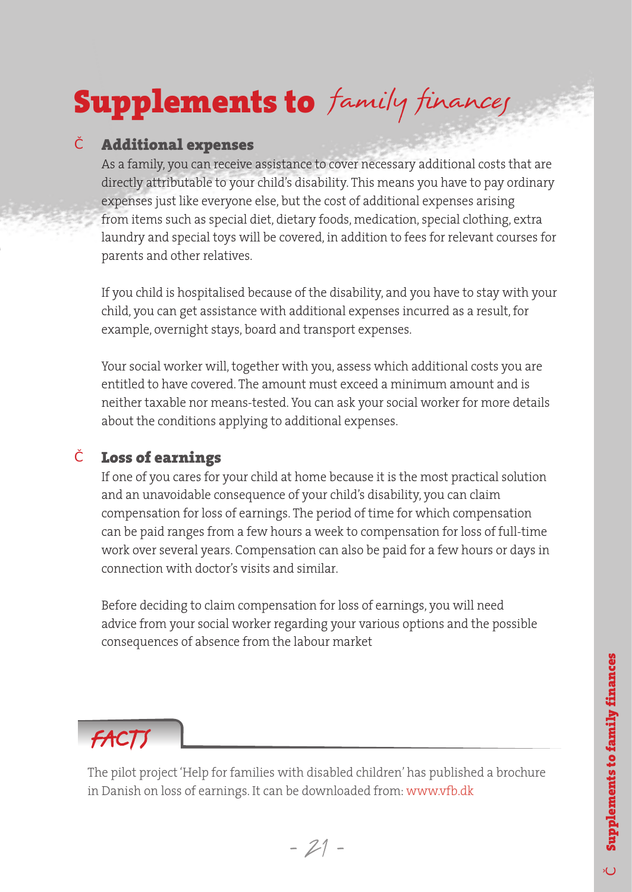# Supplements to *family finances*

### Additional expenses

As a family, you can receive assistance to cover necessary additional costs that are directly attributable to your child's disability. This means you have to pay ordinary expenses just like everyone else, but the cost of additional expenses arising from items such as special diet, dietary foods, medication, special clothing, extra laundry and special toys will be covered, in addition to fees for relevant courses for parents and other relatives.

If you child is hospitalised because of the disability, and you have to stay with your child, you can get assistance with additional expenses incurred as a result, for example, overnight stays, board and transport expenses.

Your social worker will, together with you, assess which additional costs you are entitled to have covered. The amount must exceed a minimum amount and is neither taxable nor means-tested. You can ask your social worker for more details about the conditions applying to additional expenses.

### Loss of earnings

If one of you cares for your child at home because it is the most practical solution and an unavoidable consequence of your child's disability, you can claim compensation for loss of earnings. The period of time for which compensation can be paid ranges from a few hours a week to compensation for loss of full-time work over several years. Compensation can also be paid for a few hours or days in connection with doctor's visits and similar.

Before deciding to claim compensation for loss of earnings, you will need advice from your social worker regarding your various options and the possible consequences of absence from the labour market

**FACTS**

The pilot project 'Help for families with disabled children' has published a brochure in Danish on loss of earnings. It can be downloaded from: www.vfb.dk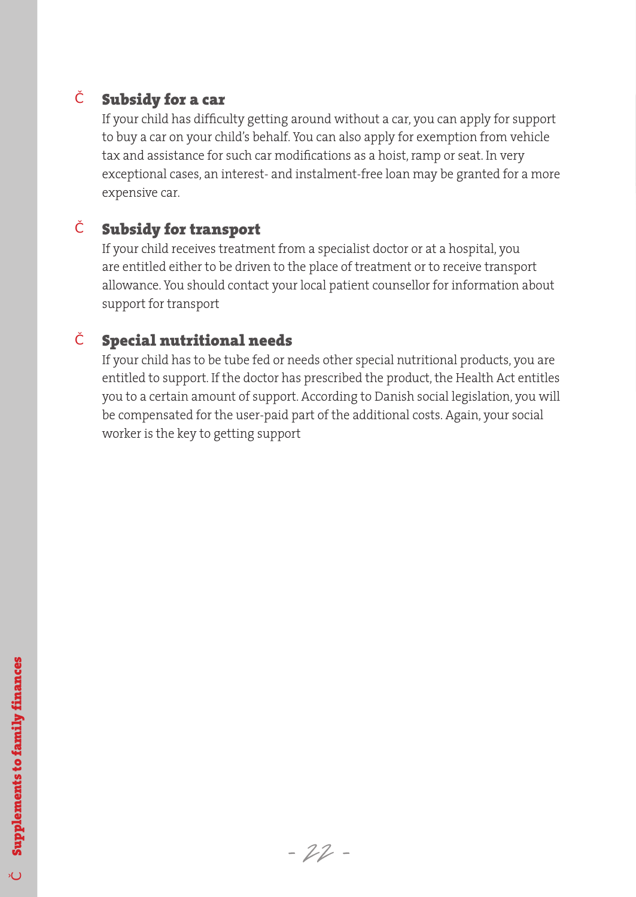### Subsidy for a car

If your child has difficulty getting around without a car, you can apply for support to buy a car on your child's behalf. You can also apply for exemption from vehicle tax and assistance for such car modifications as a hoist, ramp or seat. In very exceptional cases, an interest- and instalment-free loan may be granted for a more expensive car.

### Subsidy for transport

If your child receives treatment from a specialist doctor or at a hospital, you are entitled either to be driven to the place of treatment or to receive transport allowance. You should contact your local patient counsellor for information about support for transport

### Special nutritional needs

If your child has to be tube fed or needs other special nutritional products, you are entitled to support. If the doctor has prescribed the product, the Health Act entitles you to a certain amount of support. According to Danish social legislation, you will be compensated for the user-paid part of the additional costs. Again, your social worker is the key to getting support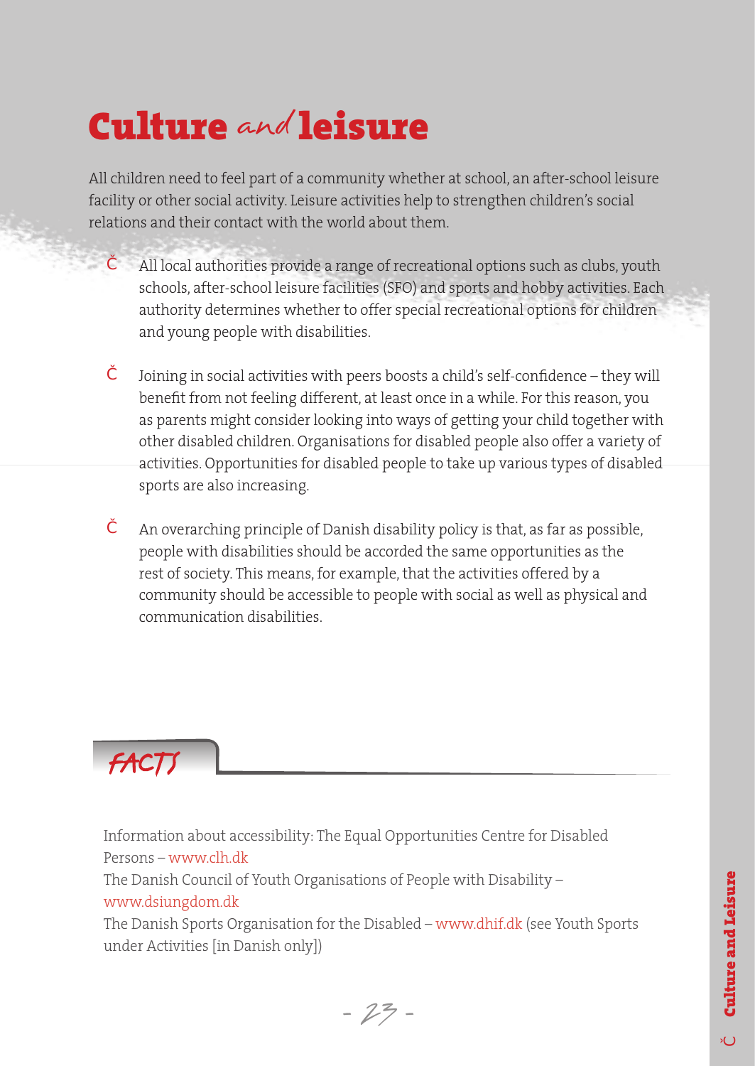# Culture and leisure

All children need to feel part of a community whether at school, an after-school leisure facility or other social activity. Leisure activities help to strengthen children's social relations and their contact with the world about them.

- All local authorities provide a range of recreational options such as clubs, youth schools, after-school leisure facilities (SFO) and sports and hobby activities. Each authority determines whether to offer special recreational options for children and young people with disabilities.

- Joining in social activities with peers boosts a child's self-confidence – they will benefit from not feeling different, at least once in a while. For this reason, you as parents might consider looking into ways of getting your child together with other disabled children. Organisations for disabled people also offer a variety of activities. Opportunities for disabled people to take up various types of disabled sports are also increasing.

- An overarching principle of Danish disability policy is that, as far as possible, people with disabilities should be accorded the same opportunities as the rest of society. This means, for example, that the activities offered by a community should be accessible to people with social as well as physical and communication disabilities.

## FACTS

Information about accessibility: The Equal Opportunities Centre for Disabled Persons – www.clh.dk

The Danish Council of Youth Organisations of People with Disability – www.dsiungdom.dk

The Danish Sports Organisation for the Disabled – www.dhif.dk (see Youth Sports under Activities [in Danish only])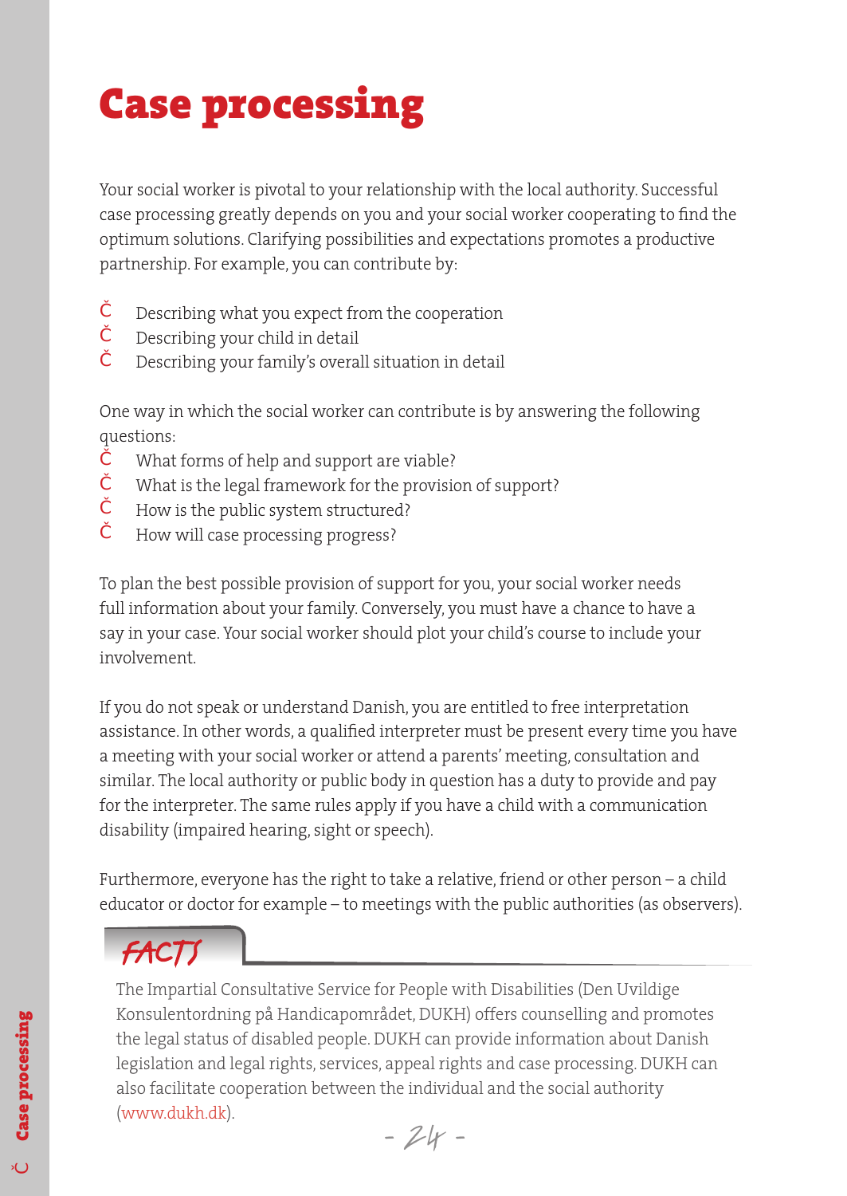# Case processing

Your social worker is pivotal to your relationship with the local authority. Successful case processing greatly depends on you and your social worker cooperating to find the optimum solutions. Clarifying possibilities and expectations promotes a productive partnership. For example, you can contribute by:

- Describing what you expect from the cooperation
- Describing your child in detail
- Describing your family's overall situation in detail

One way in which the social worker can contribute is by answering the following questions:

- What forms of help and support are viable?
- What is the legal framework for the provision of support?
- How is the public system structured?
- How will case processing progress?

To plan the best possible provision of support for you, your social worker needs full information about your family. Conversely, you must have a chance to have a say in your case. Your social worker should plot your child's course to include your involvement.

If you do not speak or understand Danish, you are entitled to free interpretation assistance. In other words, a qualified interpreter must be present every time you have a meeting with your social worker or attend a parents' meeting, consultation and similar. The local authority or public body in question has a duty to provide and pay for the interpreter. The same rules apply if you have a child with a communication disability (impaired hearing, sight or speech).

Furthermore, everyone has the right to take a relative, friend or other person – a child educator or doctor for example – to meetings with the public authorities (as observers).

## FACTS

The Impartial Consultative Service for People with Disabilities (Den Uvildige Konsulentordning på Handicapområdet, DUKH) offers counselling and promotes the legal status of disabled people. DUKH can provide information about Danish legislation and legal rights, services, appeal rights and case processing. DUKH can also facilitate cooperation between the individual and the social authority (www.dukh.dk).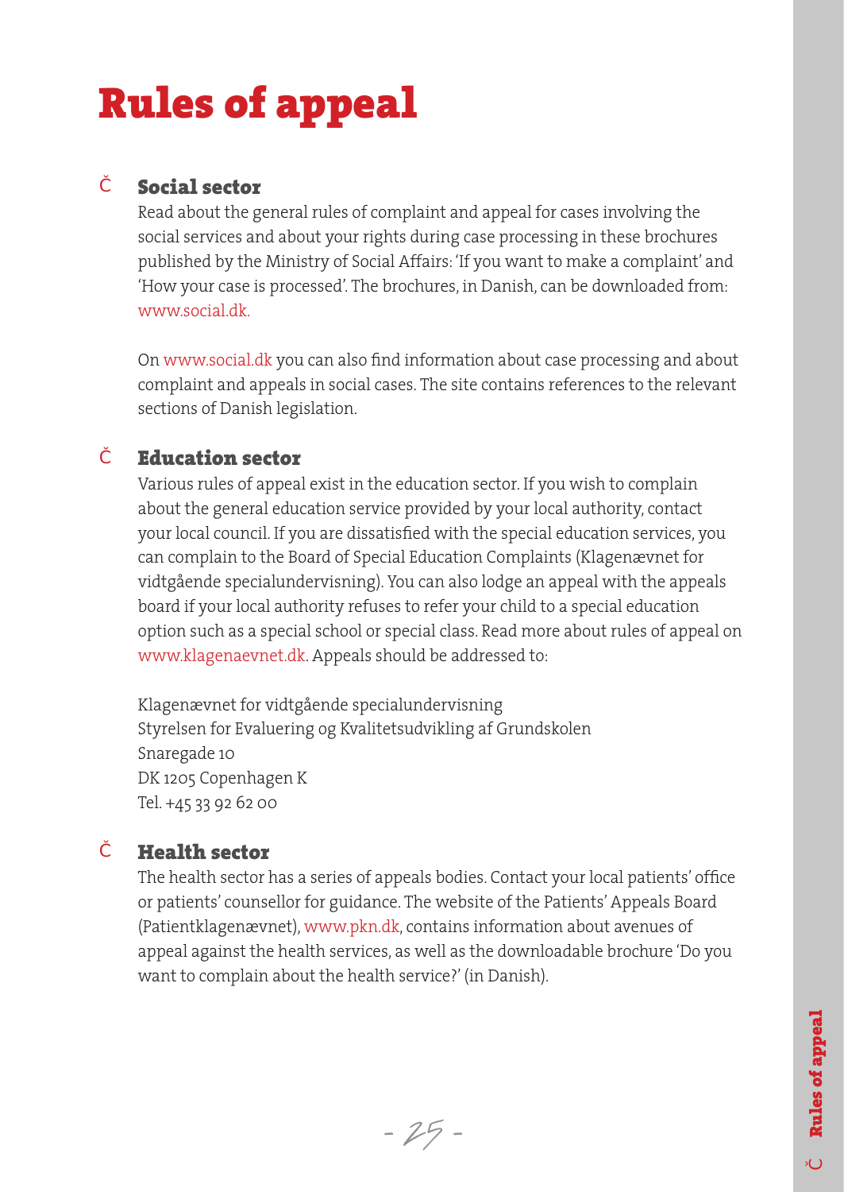# Rules of appeal

## Social sector

Read about the general rules of complaint and appeal for cases involving the social services and about your rights during case processing in these brochures published by the Ministry of Social Affairs: 'If you want to make a complaint' and 'How your case is processed'. The brochures, in Danish, can be downloaded from: www.social.dk.

On www.social.dk you can also find information about case processing and about complaint and appeals in social cases. The site contains references to the relevant sections of Danish legislation.

## Education sector

Various rules of appeal exist in the education sector. If you wish to complain about the general education service provided by your local authority, contact your local council. If you are dissatisfied with the special education services, you can complain to the Board of Special Education Complaints (Klagenævnet for vidtgående specialundervisning). You can also lodge an appeal with the appeals board if your local authority refuses to refer your child to a special education option such as a special school or special class. Read more about rules of appeal on www.klagenaevnet.dk. Appeals should be addressed to:

Klagenævnet for vidtgående specialundervisning
Styrelsen for Evaluering og Kvalitetsudvikling af Grundskolen
Snaregade 10
DK 1205 Copenhagen K
Tel. +45 33 92 62 00

## Health sector

The health sector has a series of appeals bodies. Contact your local patients' office or patients' counsellor for guidance. The website of the Patients' Appeals Board (Patientklagenævnet), www.pkn.dk, contains information about avenues of appeal against the health services, as well as the downloadable brochure 'Do you want to complain about the health service?' (in Danish).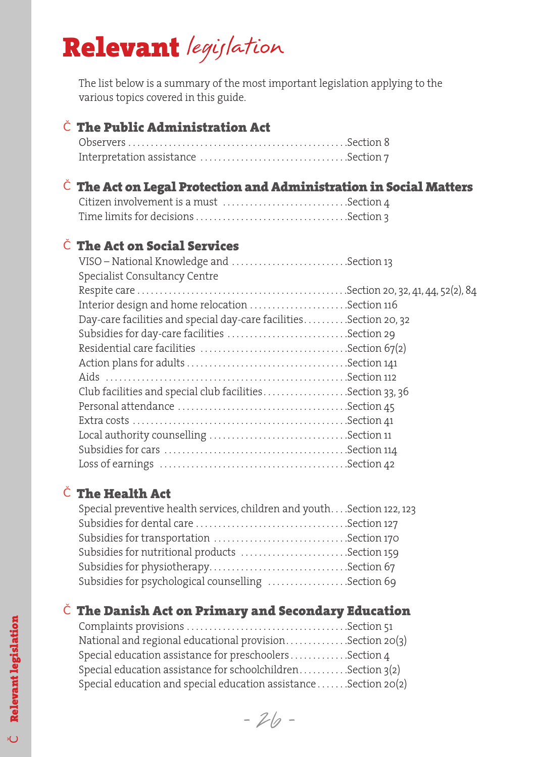# Relevant legislation

The list below is a summary of the most important legislation applying to the various topics covered in this guide.

## The Public Administration Act

Observers ........ Section 8
Interpretation assistance ........ Section 7

## The Act on Legal Protection and Administration in Social Matters

Citizen involvement is a must ........ Section 4
Time limits for decisions ........ Section 3

## The Act on Social Services

VISO – National Knowledge and Specialist Consultancy Centre ........ Section 13
Respite care ........ Section 20, 32, 41, 44, 52(2), 84
Interior design and home relocation ........ Section 116
Day-care facilities and special day-care facilities ........ Section 20, 32
Subsidies for day-care facilities ........ Section 29
Residential care facilities ........ Section 67(2)
Action plans for adults ........ Section 141
Aids ........ Section 112
Club facilities and special club facilities ........ Section 33, 36
Personal attendance ........ Section 45
Extra costs ........ Section 41
Local authority counselling ........ Section 11
Subsidies for cars ........ Section 114
Loss of earnings ........ Section 42

## The Health Act

Special preventive health services, children and youth ........ Section 122, 123
Subsidies for dental care ........ Section 127
Subsidies for transportation ........ Section 170
Subsidies for nutritional products ........ Section 159
Subsidies for physiotherapy ........ Section 67
Subsidies for psychological counselling ........ Section 69

## The Danish Act on Primary and Secondary Education

Complaints provisions ........ Section 51
National and regional educational provision ........ Section 20(3)
Special education assistance for preschoolers ........ Section 4
Special education assistance for schoolchildren ........ Section 3(2)
Special education and special education assistance ........ Section 20(2)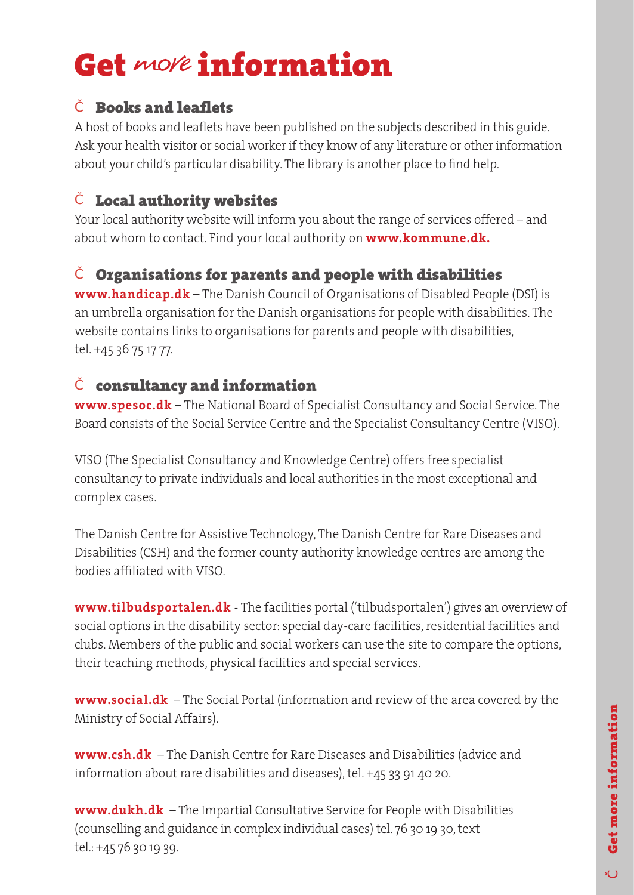# Get *more* information

## Books and leaflets

A host of books and leaflets have been published on the subjects described in this guide. Ask your health visitor or social worker if they know of any literature or other information about your child's particular disability. The library is another place to find help.

## Local authority websites

Your local authority website will inform you about the range of services offered – and about whom to contact. Find your local authority on **www.kommune.dk.**

## Organisations for parents and people with disabilities

**www.handicap.dk** – The Danish Council of Organisations of Disabled People (DSI) is an umbrella organisation for the Danish organisations for people with disabilities. The website contains links to organisations for parents and people with disabilities, tel. +45 36 75 17 77.

## consultancy and information

**www.spesoc.dk** – The National Board of Specialist Consultancy and Social Service. The Board consists of the Social Service Centre and the Specialist Consultancy Centre (VISO).

VISO (The Specialist Consultancy and Knowledge Centre) offers free specialist consultancy to private individuals and local authorities in the most exceptional and complex cases.

The Danish Centre for Assistive Technology, The Danish Centre for Rare Diseases and Disabilities (CSH) and the former county authority knowledge centres are among the bodies affiliated with VISO.

**www.tilbudsportalen.dk** - The facilities portal ('tilbudsportalen') gives an overview of social options in the disability sector: special day-care facilities, residential facilities and clubs. Members of the public and social workers can use the site to compare the options, their teaching methods, physical facilities and special services.

**www.social.dk** – The Social Portal (information and review of the area covered by the Ministry of Social Affairs).

**www.csh.dk** – The Danish Centre for Rare Diseases and Disabilities (advice and information about rare disabilities and diseases), tel. +45 33 91 40 20.

**www.dukh.dk** – The Impartial Consultative Service for People with Disabilities (counselling and guidance in complex individual cases) tel. 76 30 19 30, text tel.: +45 76 30 19 39.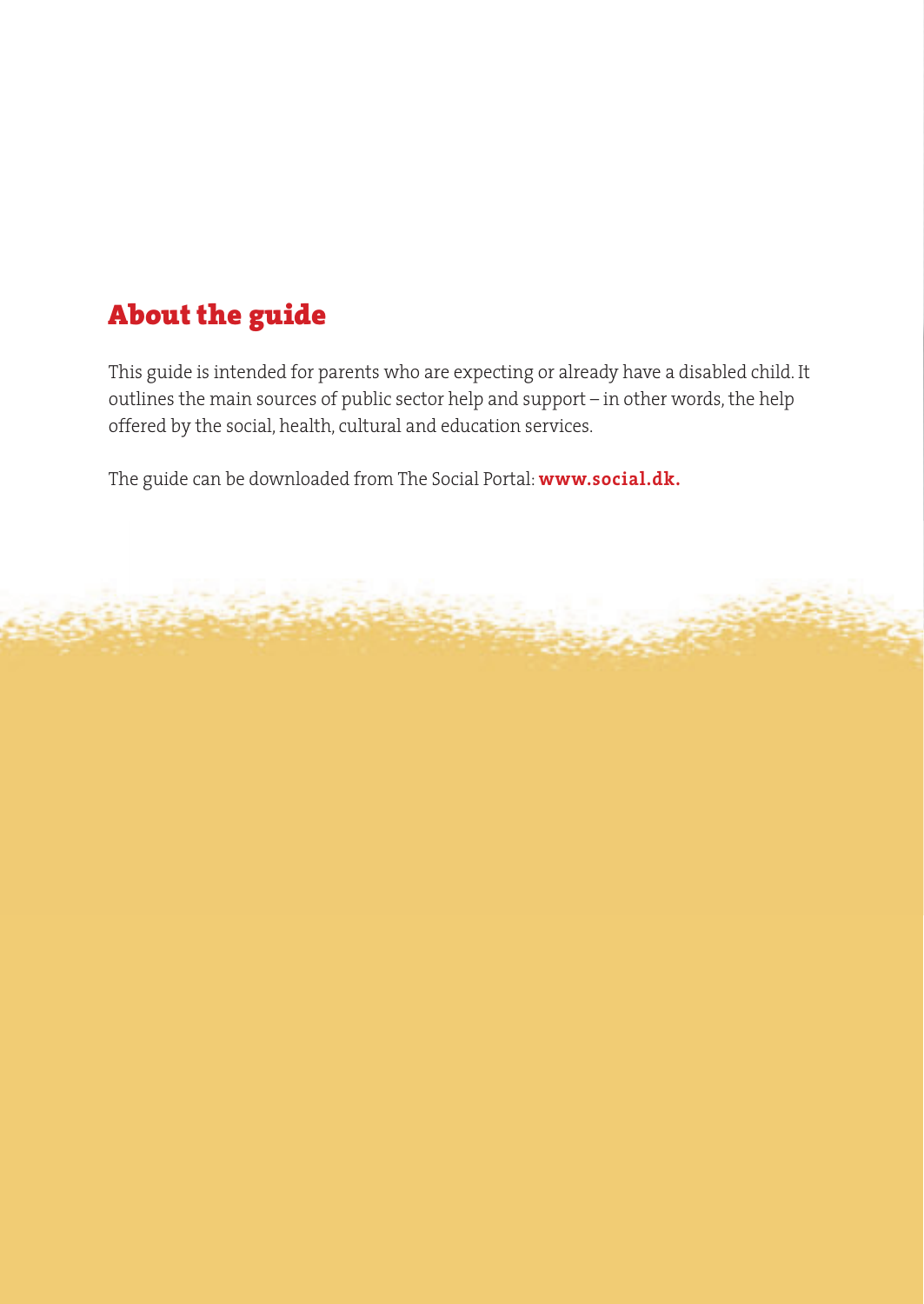## About the guide

This guide is intended for parents who are expecting or already have a disabled child. It outlines the main sources of public sector help and support – in other words, the help offered by the social, health, cultural and education services.

The guide can be downloaded from The Social Portal: **www.social.dk.**